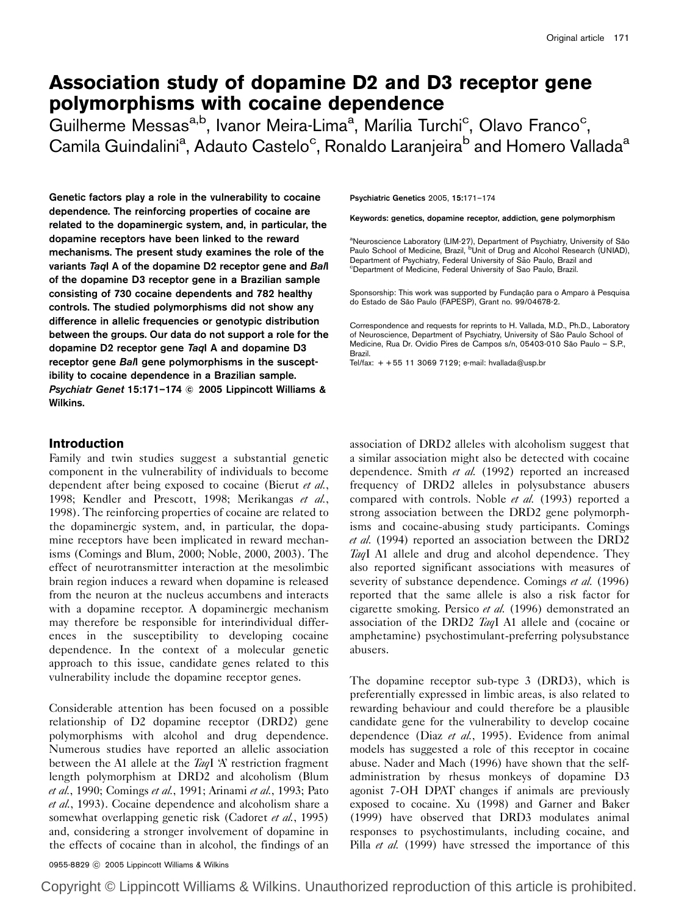# Association study of dopamine D2 and D3 receptor gene polymorphisms with cocaine dependence

Guilherme Messas[a,b], Ivanor Meira-Lima[a], Marília Turchi[c], Olavo Franco[c], Camila Guindalini[a], Adauto Castelo[c], Ronaldo Laranjeira[b] and Homero Vallada[a]

**Genetic factors play a role in the vulnerability to cocaine dependence. The reinforcing properties of cocaine are related to the dopaminergic system, and, in particular, the dopamine receptors have been linked to the reward mechanisms. The present study examines the role of the variants *Taq*I A of the dopamine D2 receptor gene and *Bal*I of the dopamine D3 receptor gene in a Brazilian sample consisting of 730 cocaine dependents and 782 healthy controls. The studied polymorphisms did not show any difference in allelic frequencies or genotypic distribution between the groups. Our data do not support a role for the dopamine D2 receptor gene *Taq*I A and dopamine D3 receptor gene *Bal*I gene polymorphisms in the susceptibility to cocaine dependence in a Brazilian sample. *Psychiatr Genet* 15:171–174 © 2005 Lippincott Williams & Wilkins.**

**Psychiatric Genetics** 2005, **15**:171–174

**Keywords: genetics, dopamine receptor, addiction, gene polymorphism**

[a]Neuroscience Laboratory (LIM-27), Department of Psychiatry, University of São Paulo School of Medicine, Brazil, [b]Unit of Drug and Alcohol Research (UNIAD), Department of Psychiatry, Federal University of São Paulo, Brazil and [c]Department of Medicine, Federal University of Sao Paulo, Brazil.

Sponsorship: This work was supported by Fundação para o Amparo à Pesquisa do Estado de São Paulo (FAPESP), Grant no. 99/04678-2.

Correspondence and requests for reprints to H. Vallada, M.D., Ph.D., Laboratory of Neuroscience, Department of Psychiatry, University of São Paulo School of Medicine, Rua Dr. Ovidio Pires de Campos s/n, 05403-010 São Paulo – S.P., Brazil.
Tel/fax: + +55 11 3069 7129; e-mail: hvallada@usp.br

## Introduction

Family and twin studies suggest a substantial genetic component in the vulnerability of individuals to become dependent after being exposed to cocaine (Bierut *et al.*, 1998; Kendler and Prescott, 1998; Merikangas *et al.*, 1998). The reinforcing properties of cocaine are related to the dopaminergic system, and, in particular, the dopamine receptors have been implicated in reward mechanisms (Comings and Blum, 2000; Noble, 2000, 2003). The effect of neurotransmitter interaction at the mesolimbic brain region induces a reward when dopamine is released from the neuron at the nucleus accumbens and interacts with a dopamine receptor. A dopaminergic mechanism may therefore be responsible for interindividual differences in the susceptibility to developing cocaine dependence. In the context of a molecular genetic approach to this issue, candidate genes related to this vulnerability include the dopamine receptor genes.

Considerable attention has been focused on a possible relationship of D2 dopamine receptor (DRD2) gene polymorphisms with alcohol and drug dependence. Numerous studies have reported an allelic association between the A1 allele at the *Taq*I 'A' restriction fragment length polymorphism at DRD2 and alcoholism (Blum *et al.*, 1990; Comings *et al.*, 1991; Arinami *et al.*, 1993; Pato *et al.*, 1993). Cocaine dependence and alcoholism share a somewhat overlapping genetic risk (Cadoret *et al.*, 1995) and, considering a stronger involvement of dopamine in the effects of cocaine than in alcohol, the findings of an association of DRD2 alleles with alcoholism suggest that a similar association might also be detected with cocaine dependence. Smith *et al.* (1992) reported an increased frequency of DRD2 alleles in polysubstance abusers compared with controls. Noble *et al.* (1993) reported a strong association between the DRD2 gene polymorphisms and cocaine-abusing study participants. Comings *et al.* (1994) reported an association between the DRD2 *Taq*I A1 allele and drug and alcohol dependence. They also reported significant associations with measures of severity of substance dependence. Comings *et al.* (1996) reported that the same allele is also a risk factor for cigarette smoking. Persico *et al.* (1996) demonstrated an association of the DRD2 *Taq*I A1 allele and (cocaine or amphetamine) psychostimulant-preferring polysubstance abusers.

The dopamine receptor sub-type 3 (DRD3), which is preferentially expressed in limbic areas, is also related to rewarding behaviour and could therefore be a plausible candidate gene for the vulnerability to develop cocaine dependence (Diaz *et al.*, 1995). Evidence from animal models has suggested a role of this receptor in cocaine abuse. Nader and Mach (1996) have shown that the self-administration by rhesus monkeys of dopamine D3 agonist 7-OH DPAT changes if animals are previously exposed to cocaine. Xu (1998) and Garner and Baker (1999) have observed that DRD3 modulates animal responses to psychostimulants, including cocaine, and Pilla *et al.* (1999) have stressed the importance of this

0955-8829 © 2005 Lippincott Williams & Wilkins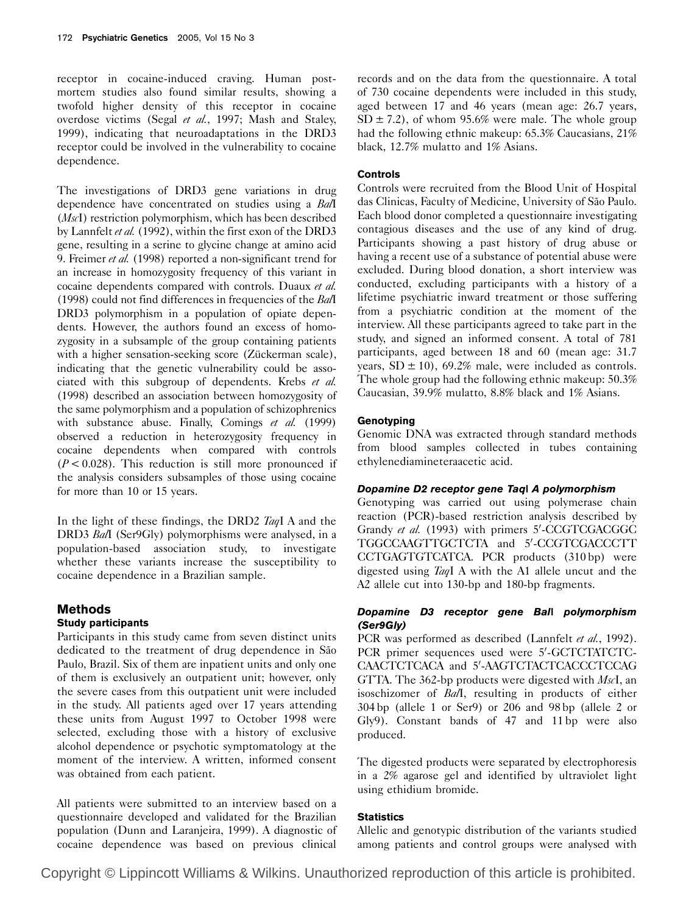receptor in cocaine-induced craving. Human post-mortem studies also found similar results, showing a twofold higher density of this receptor in cocaine overdose victims (Segal *et al.*, 1997; Mash and Staley, 1999), indicating that neuroadaptations in the DRD3 receptor could be involved in the vulnerability to cocaine dependence.

The investigations of DRD3 gene variations in drug dependence have concentrated on studies using a *Bal*I (*Msc*I) restriction polymorphism, which has been described by Lannfelt *et al.* (1992), within the first exon of the DRD3 gene, resulting in a serine to glycine change at amino acid 9. Freimer *et al.* (1998) reported a non-significant trend for an increase in homozygosity frequency of this variant in cocaine dependents compared with controls. Duaux *et al.* (1998) could not find differences in frequencies of the *Bal*I DRD3 polymorphism in a population of opiate dependents. However, the authors found an excess of homozygosity in a subsample of the group containing patients with a higher sensation-seeking score (Zückerman scale), indicating that the genetic vulnerability could be associated with this subgroup of dependents. Krebs *et al.* (1998) described an association between homozygosity of the same polymorphism and a population of schizophrenics with substance abuse. Finally, Comings *et al.* (1999) observed a reduction in heterozygosity frequency in cocaine dependents when compared with controls ($P < 0.028$). This reduction is still more pronounced if the analysis considers subsamples of those using cocaine for more than 10 or 15 years.

In the light of these findings, the DRD2 *Taq*I A and the DRD3 *Bal*I (Ser9Gly) polymorphisms were analysed, in a population-based association study, to investigate whether these variants increase the susceptibility to cocaine dependence in a Brazilian sample.

## Methods

### Study participants

Participants in this study came from seven distinct units dedicated to the treatment of drug dependence in São Paulo, Brazil. Six of them are inpatient units and only one of them is exclusively an outpatient unit; however, only the severe cases from this outpatient unit were included in the study. All patients aged over 17 years attending these units from August 1997 to October 1998 were selected, excluding those with a history of exclusive alcohol dependence or psychotic symptomatology at the moment of the interview. A written, informed consent was obtained from each patient.

All patients were submitted to an interview based on a questionnaire developed and validated for the Brazilian population (Dunn and Laranjeira, 1999). A diagnostic of cocaine dependence was based on previous clinical records and on the data from the questionnaire. A total of 730 cocaine dependents were included in this study, aged between 17 and 46 years (mean age: 26.7 years, SD ± 7.2), of whom 95.6% were male. The whole group had the following ethnic makeup: 65.3% Caucasians, 21% black, 12.7% mulatto and 1% Asians.

### Controls

Controls were recruited from the Blood Unit of Hospital das Clinicas, Faculty of Medicine, University of São Paulo. Each blood donor completed a questionnaire investigating contagious diseases and the use of any kind of drug. Participants showing a past history of drug abuse or having a recent use of a substance of potential abuse were excluded. During blood donation, a short interview was conducted, excluding participants with a history of a lifetime psychiatric inward treatment or those suffering from a psychiatric condition at the moment of the interview. All these participants agreed to take part in the study, and signed an informed consent. A total of 781 participants, aged between 18 and 60 (mean age: 31.7 years, SD ± 10), 69.2% male, were included as controls. The whole group had the following ethnic makeup: 50.3% Caucasian, 39.9% mulatto, 8.8% black and 1% Asians.

### Genotyping

Genomic DNA was extracted through standard methods from blood samples collected in tubes containing ethylenediamineteraacetic acid.

#### *Dopamine D2 receptor gene TaqI A polymorphism*

Genotyping was carried out using polymerase chain reaction (PCR)-based restriction analysis described by Grandy *et al.* (1993) with primers 5′-CCGTCGACGGC TGGCCAAGTTGCTCTA and 5′-CCGTCGACCCTT CCTGAGTGTCATCA. PCR products (310 bp) were digested using *Taq*I A with the A1 allele uncut and the A2 allele cut into 130-bp and 180-bp fragments.

#### *Dopamine D3 receptor gene BalI polymorphism (Ser9Gly)*

PCR was performed as described (Lannfelt *et al.*, 1992). PCR primer sequences used were 5′-GCTCTATCTC-CAACTCTCACA and 5′-AAGTCTACTCACCCTCCAG GTTA. The 362-bp products were digested with *Msc*I, an isoschizomer of *Bal*I, resulting in products of either 304 bp (allele 1 or Ser9) or 206 and 98 bp (allele 2 or Gly9). Constant bands of 47 and 11 bp were also produced.

The digested products were separated by electrophoresis in a 2% agarose gel and identified by ultraviolet light using ethidium bromide.

### Statistics

Allelic and genotypic distribution of the variants studied among patients and control groups were analysed with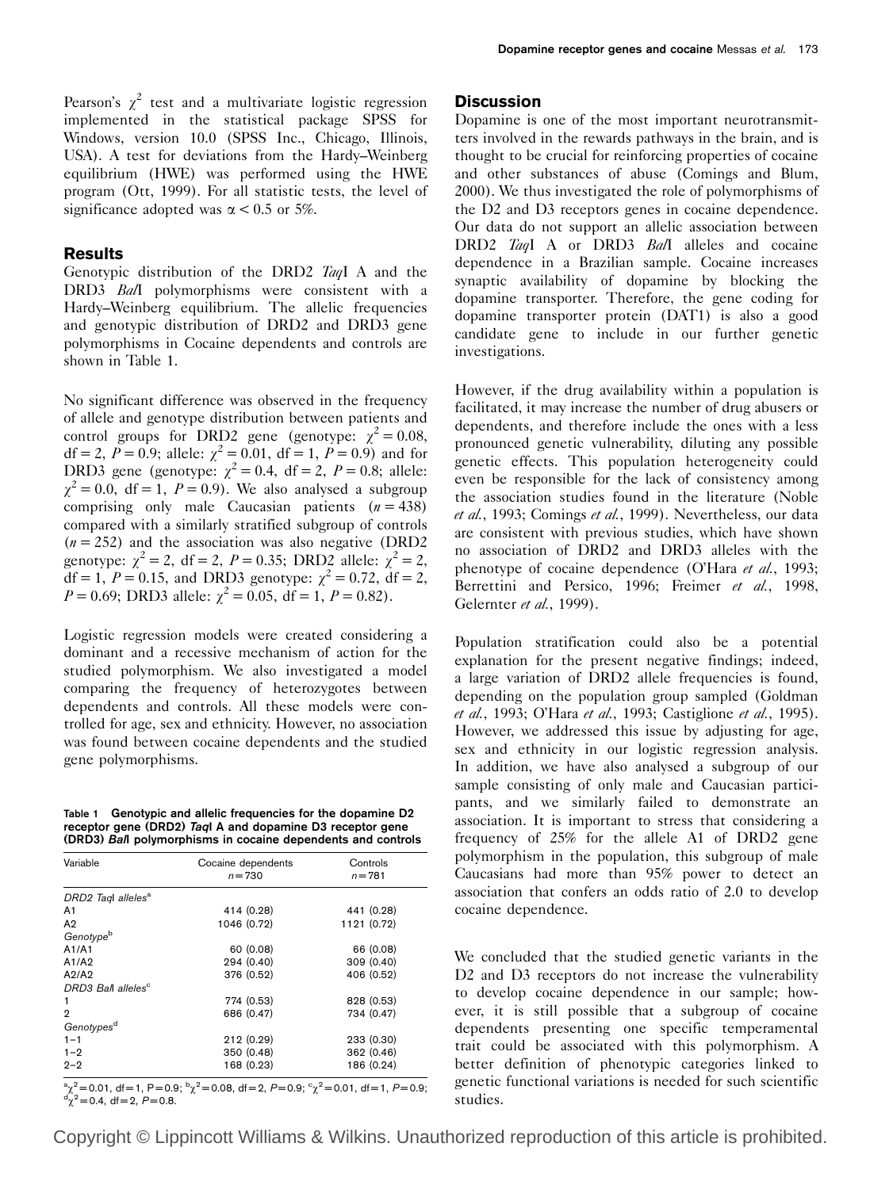Pearson's $\chi^2$ test and a multivariate logistic regression implemented in the statistical package SPSS for Windows, version 10.0 (SPSS Inc., Chicago, Illinois, USA). A test for deviations from the Hardy–Weinberg equilibrium (HWE) was performed using the HWE program (Ott, 1999). For all statistic tests, the level of significance adopted was $\alpha < 0.5$ or 5%.

## Results

Genotypic distribution of the DRD2 *Taq*I A and the DRD3 *Bal*I polymorphisms were consistent with a Hardy–Weinberg equilibrium. The allelic frequencies and genotypic distribution of DRD2 and DRD3 gene polymorphisms in Cocaine dependents and controls are shown in Table 1.

No significant difference was observed in the frequency of allele and genotype distribution between patients and control groups for DRD2 gene (genotype: $\chi^2 = 0.08$, df = 2, $P = 0.9$; allele: $\chi^2 = 0.01$, df = 1, $P = 0.9$) and for DRD3 gene (genotype: $\chi^2 = 0.4$, df = 2, $P = 0.8$; allele: $\chi^2 = 0.0$, df = 1, $P = 0.9$). We also analysed a subgroup comprising only male Caucasian patients ($n = 438$) compared with a similarly stratified subgroup of controls ($n = 252$) and the association was also negative (DRD2 genotype: $\chi^2 = 2$, df = 2, $P = 0.35$; DRD2 allele: $\chi^2 = 2$, df = 1, $P = 0.15$, and DRD3 genotype: $\chi^2 = 0.72$, df = 2, $P = 0.69$; DRD3 allele: $\chi^2 = 0.05$, df = 1, $P = 0.82$).

Logistic regression models were created considering a dominant and a recessive mechanism of action for the studied polymorphism. We also investigated a model comparing the frequency of heterozygotes between dependents and controls. All these models were controlled for age, sex and ethnicity. However, no association was found between cocaine dependents and the studied gene polymorphisms.

**Table 1 Genotypic and allelic frequencies for the dopamine D2 receptor gene (DRD2) *Taq*I A and dopamine D3 receptor gene (DRD3) *Bal*I polymorphisms in cocaine dependents and controls**

| Variable | Cocaine dependents $n = 730$ | Controls $n = 781$ |
|---|---|---|
| *DRD2 TaqI alleles*[a] | | |
| A1 | 414 (0.28) | 441 (0.28) |
| A2 | 1046 (0.72) | 1121 (0.72) |
| *Genotype*[b] | | |
| A1/A1 | 60 (0.08) | 66 (0.08) |
| A1/A2 | 294 (0.40) | 309 (0.40) |
| A2/A2 | 376 (0.52) | 406 (0.52) |
| *DRD3 BalI alleles*[c] | | |
| 1 | 774 (0.53) | 828 (0.53) |
| 2 | 686 (0.47) | 734 (0.47) |
| *Genotypes*[d] | | |
| 1–1 | 212 (0.29) | 233 (0.30) |
| 1–2 | 350 (0.48) | 362 (0.46) |
| 2–2 | 168 (0.23) | 186 (0.24) |

[a] $\chi^2 = 0.01$, df = 1, $P = 0.9$; [b] $\chi^2 = 0.08$, df = 2, $P = 0.9$; [c] $\chi^2 = 0.01$, df = 1, $P = 0.9$; [d] $\chi^2 = 0.4$, df = 2, $P = 0.8$.

## Discussion

Dopamine is one of the most important neurotransmitters involved in the rewards pathways in the brain, and is thought to be crucial for reinforcing properties of cocaine and other substances of abuse (Comings and Blum, 2000). We thus investigated the role of polymorphisms of the D2 and D3 receptors genes in cocaine dependence. Our data do not support an allelic association between DRD2 *Taq*I A or DRD3 *Bal*I alleles and cocaine dependence in a Brazilian sample. Cocaine increases synaptic availability of dopamine by blocking the dopamine transporter. Therefore, the gene coding for dopamine transporter protein (DAT1) is also a good candidate gene to include in our further genetic investigations.

However, if the drug availability within a population is facilitated, it may increase the number of drug abusers or dependents, and therefore include the ones with a less pronounced genetic vulnerability, diluting any possible genetic effects. This population heterogeneity could even be responsible for the lack of consistency among the association studies found in the literature (Noble *et al.*, 1993; Comings *et al.*, 1999). Nevertheless, our data are consistent with previous studies, which have shown no association of DRD2 and DRD3 alleles with the phenotype of cocaine dependence (O'Hara *et al.*, 1993; Berrettini and Persico, 1996; Freimer *et al.*, 1998, Gelernter *et al.*, 1999).

Population stratification could also be a potential explanation for the present negative findings; indeed, a large variation of DRD2 allele frequencies is found, depending on the population group sampled (Goldman *et al.*, 1993; O'Hara *et al.*, 1993; Castiglione *et al.*, 1995). However, we addressed this issue by adjusting for age, sex and ethnicity in our logistic regression analysis. In addition, we have also analysed a subgroup of our sample consisting of only male and Caucasian participants, and we similarly failed to demonstrate an association. It is important to stress that considering a frequency of 25% for the allele A1 of DRD2 gene polymorphism in the population, this subgroup of male Caucasians had more than 95% power to detect an association that confers an odds ratio of 2.0 to develop cocaine dependence.

We concluded that the studied genetic variants in the D2 and D3 receptors do not increase the vulnerability to develop cocaine dependence in our sample; however, it is still possible that a subgroup of cocaine dependents presenting one specific temperamental trait could be associated with this polymorphism. A better definition of phenotypic categories linked to genetic functional variations is needed for such scientific studies.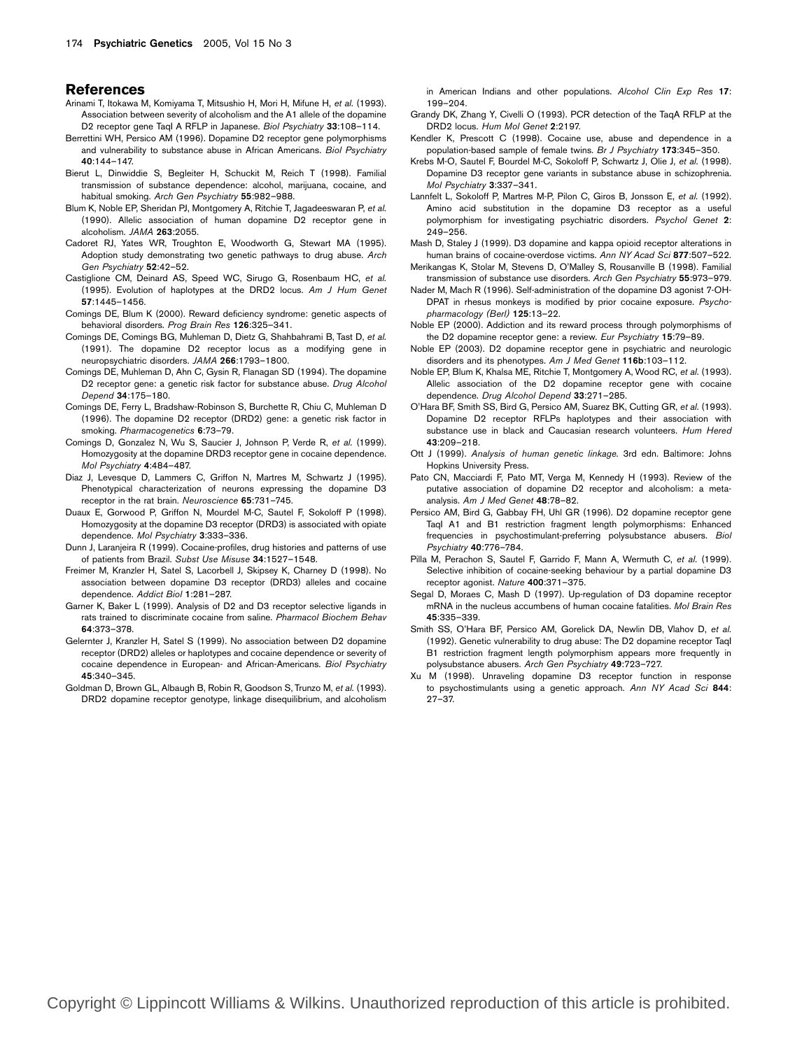## References

Arinami T, Itokawa M, Komiyama T, Mitsushio H, Mori H, Mifune H, *et al.* (1993). Association between severity of alcoholism and the A1 allele of the dopamine D2 receptor gene TaqI A RFLP in Japanese. *Biol Psychiatry* **33**:108–114.

Berrettini WH, Persico AM (1996). Dopamine D2 receptor gene polymorphisms and vulnerability to substance abuse in African Americans. *Biol Psychiatry* **40**:144–147.

Bierut L, Dinwiddie S, Begleiter H, Schuckit M, Reich T (1998). Familial transmission of substance dependence: alcohol, marijuana, cocaine, and habitual smoking. *Arch Gen Psychiatry* **55**:982–988.

Blum K, Noble EP, Sheridan PJ, Montgomery A, Ritchie T, Jagadeeswaran P, *et al.* (1990). Allelic association of human dopamine D2 receptor gene in alcoholism. *JAMA* **263**:2055.

Cadoret RJ, Yates WR, Troughton E, Woodworth G, Stewart MA (1995). Adoption study demonstrating two genetic pathways to drug abuse. *Arch Gen Psychiatry* **52**:42–52.

Castiglione CM, Deinard AS, Speed WC, Sirugo G, Rosenbaum HC, *et al.* (1995). Evolution of haplotypes at the DRD2 locus. *Am J Hum Genet* **57**:1445–1456.

Comings DE, Blum K (2000). Reward deficiency syndrome: genetic aspects of behavioral disorders. *Prog Brain Res* **126**:325–341.

Comings DE, Comings BG, Muhleman D, Dietz G, Shahbahrami B, Tast D, *et al.* (1991). The dopamine D2 receptor locus as a modifying gene in neuropsychiatric disorders. *JAMA* **266**:1793–1800.

Comings DE, Muhleman D, Ahn C, Gysin R, Flanagan SD (1994). The dopamine D2 receptor gene: a genetic risk factor for substance abuse. *Drug Alcohol Depend* **34**:175–180.

Comings DE, Ferry L, Bradshaw-Robinson S, Burchette R, Chiu C, Muhleman D (1996). The dopamine D2 receptor (DRD2) gene: a genetic risk factor in smoking. *Pharmacogenetics* **6**:73–79.

Comings D, Gonzalez N, Wu S, Saucier J, Johnson P, Verde R, *et al.* (1999). Homozygosity at the dopamine DRD3 receptor gene in cocaine dependence. *Mol Psychiatry* **4**:484–487.

Diaz J, Levesque D, Lammers C, Griffon N, Martres M, Schwartz J (1995). Phenotypical characterization of neurons expressing the dopamine D3 receptor in the rat brain. *Neuroscience* **65**:731–745.

Duaux E, Gorwood P, Griffon N, Mourdel M-C, Sautel F, Sokoloff P (1998). Homozygosity at the dopamine D3 receptor (DRD3) is associated with opiate dependence. *Mol Psychiatry* **3**:333–336.

Dunn J, Laranjeira R (1999). Cocaine-profiles, drug histories and patterns of use of patients from Brazil. *Subst Use Misuse* **34**:1527–1548.

Freimer M, Kranzler H, Satel S, Lacorbell J, Skipsey K, Charney D (1998). No association between dopamine D3 receptor (DRD3) alleles and cocaine dependence. *Addict Biol* **1**:281–287.

Garner K, Baker L (1999). Analysis of D2 and D3 receptor selective ligands in rats trained to discriminate cocaine from saline. *Pharmacol Biochem Behav* **64**:373–378.

Gelernter J, Kranzler H, Satel S (1999). No association between D2 dopamine receptor (DRD2) alleles or haplotypes and cocaine dependence or severity of cocaine dependence in European- and African-Americans. *Biol Psychiatry* **45**:340–345.

Goldman D, Brown GL, Albaugh B, Robin R, Goodson S, Trunzo M, *et al.* (1993). DRD2 dopamine receptor genotype, linkage disequilibrium, and alcoholism in American Indians and other populations. *Alcohol Clin Exp Res* **17**: 199–204.

Grandy DK, Zhang Y, Civelli O (1993). PCR detection of the TaqA RFLP at the DRD2 locus. *Hum Mol Genet* **2**:2197.

Kendler K, Prescott C (1998). Cocaine use, abuse and dependence in a population-based sample of female twins. *Br J Psychiatry* **173**:345–350.

Krebs M-O, Sautel F, Bourdel M-C, Sokoloff P, Schwartz J, Olie J, *et al.* (1998). Dopamine D3 receptor gene variants in substance abuse in schizophrenia. *Mol Psychiatry* **3**:337–341.

Lannfelt L, Sokoloff P, Martres M-P, Pilon C, Giros B, Jonsson E, *et al.* (1992). Amino acid substitution in the dopamine D3 receptor as a useful polymorphism for investigating psychiatric disorders. *Psychol Genet* **2**: 249–256.

Mash D, Staley J (1999). D3 dopamine and kappa opioid receptor alterations in human brains of cocaine-overdose victims. *Ann NY Acad Sci* **877**:507–522.

Merikangas K, Stolar M, Stevens D, O'Malley S, Rousanville B (1998). Familial transmission of substance use disorders. *Arch Gen Psychiatry* **55**:973–979.

Nader M, Mach R (1996). Self-administration of the dopamine D3 agonist 7-OH-DPAT in rhesus monkeys is modified by prior cocaine exposure. *Psychopharmacology (Berl)* **125**:13–22.

Noble EP (2000). Addiction and its reward process through polymorphisms of the D2 dopamine receptor gene: a review. *Eur Psychiatry* **15**:79–89.

Noble EP (2003). D2 dopamine receptor gene in psychiatric and neurologic disorders and its phenotypes. *Am J Med Genet* **116b**:103–112.

Noble EP, Blum K, Khalsa ME, Ritchie T, Montgomery A, Wood RC, *et al.* (1993). Allelic association of the D2 dopamine receptor gene with cocaine dependence. *Drug Alcohol Depend* **33**:271–285.

O'Hara BF, Smith SS, Bird G, Persico AM, Suarez BK, Cutting GR, *et al.* (1993). Dopamine D2 receptor RFLPs haplotypes and their association with substance use in black and Caucasian research volunteers. *Hum Hered* **43**:209–218.

Ott J (1999). *Analysis of human genetic linkage*. 3rd edn. Baltimore: Johns Hopkins University Press.

Pato CN, Macciardi F, Pato MT, Verga M, Kennedy H (1993). Review of the putative association of dopamine D2 receptor and alcoholism: a meta-analysis. *Am J Med Genet* **48**:78–82.

Persico AM, Bird G, Gabbay FH, Uhl GR (1996). D2 dopamine receptor gene TaqI A1 and B1 restriction fragment length polymorphisms: Enhanced frequencies in psychostimulant-preferring polysubstance abusers. *Biol Psychiatry* **40**:776–784.

Pilla M, Perachon S, Sautel F, Garrido F, Mann A, Wermuth C, *et al.* (1999). Selective inhibition of cocaine-seeking behaviour by a partial dopamine D3 receptor agonist. *Nature* **400**:371–375.

Segal D, Moraes C, Mash D (1997). Up-regulation of D3 dopamine receptor mRNA in the nucleus accumbens of human cocaine fatalities. *Mol Brain Res* **45**:335–339.

Smith SS, O'Hara BF, Persico AM, Gorelick DA, Newlin DB, Vlahov D, *et al.* (1992). Genetic vulnerability to drug abuse: The D2 dopamine receptor TaqI B1 restriction fragment length polymorphism appears more frequently in polysubstance abusers. *Arch Gen Psychiatry* **49**:723–727.

Xu M (1998). Unraveling dopamine D3 receptor function in response to psychostimulants using a genetic approach. *Ann NY Acad Sci* **844**: 27–37.

Copyright © Lippincott Williams & Wilkins. Unauthorized reproduction of this article is prohibited.